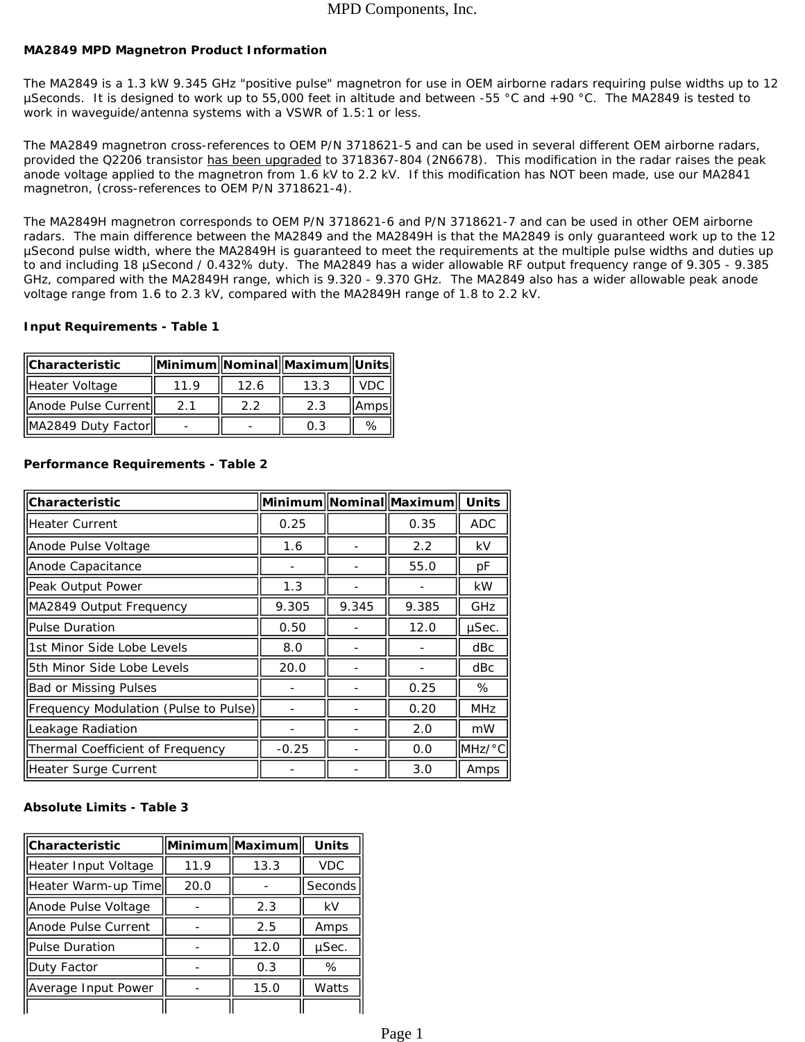## MA2849 MPD Magnetron Product Information

The MA2849 is a 1.3 kW 9.345 GHz "positive pulse" magnetron for use in OEM airborne radars requiring pulse widths up to 12 µSeconds. It is designed to work up to 55,000 feet in altitude and between -55 °C and +90 °C. The MA2849 is tested to work in waveguide/antenna systems with a VSWR of 1.5:1 or less.

The MA2849 magnetron cross-references to OEM P/N 3718621-5 and can be used in several different OEM airborne radars, provided the Q2206 transistor has been upgraded to 3718367-804 (2N6678). This modification in the radar raises the peak anode voltage applied to the magnetron from 1.6 kV to 2.2 kV. If this modification has NOT been made, use our MA2841 magnetron, (cross-references to OEM P/N 3718621-4).

The MA2849H magnetron corresponds to OEM P/N 3718621-6 and P/N 3718621-7 and can be used in other OEM airborne radars. The main difference between the MA2849 and the MA2849H is that the MA2849 is only guaranteed work up to the 12 µSecond pulse width, where the MA2849H is guaranteed to meet the requirements at the multiple pulse widths and duties up to and including 18 µSecond / 0.432% duty. The MA2849 has a wider allowable RF output frequency range of 9.305 - 9.385 GHz, compared with the MA2849H range, which is 9.320 - 9.370 GHz. The MA2849 also has a wider allowable peak anode voltage range from 1.6 to 2.3 kV, compared with the MA2849H range of 1.8 to 2.2 kV.

### Input Requirements - Table 1

| Characteristic | Minimum | Nominal | Maximum | Units |
|---|---|---|---|---|
| Heater Voltage | 11.9 | 12.6 | 13.3 | VDC |
| Anode Pulse Current | 2.1 | 2.2 | 2.3 | Amps |
| MA2849 Duty Factor | - | - | 0.3 | % |

### Performance Requirements - Table 2

| Characteristic | Minimum | Nominal | Maximum | Units |
|---|---|---|---|---|
| Heater Current | 0.25 | | 0.35 | ADC |
| Anode Pulse Voltage | 1.6 | - | 2.2 | kV |
| Anode Capacitance | - | - | 55.0 | pF |
| Peak Output Power | 1.3 | - | - | kW |
| MA2849 Output Frequency | 9.305 | 9.345 | 9.385 | GHz |
| Pulse Duration | 0.50 | - | 12.0 | µSec. |
| 1st Minor Side Lobe Levels | 8.0 | - | - | dBc |
| 5th Minor Side Lobe Levels | 20.0 | - | - | dBc |
| Bad or Missing Pulses | - | - | 0.25 | % |
| Frequency Modulation (Pulse to Pulse) | - | - | 0.20 | MHz |
| Leakage Radiation | - | - | 2.0 | mW |
| Thermal Coefficient of Frequency | -0.25 | - | 0.0 | MHz/°C |
| Heater Surge Current | - | - | 3.0 | Amps |

### Absolute Limits - Table 3

| Characteristic | Minimum | Maximum | Units |
|---|---|---|---|
| Heater Input Voltage | 11.9 | 13.3 | VDC |
| Heater Warm-up Time | 20.0 | - | Seconds |
| Anode Pulse Voltage | - | 2.3 | kV |
| Anode Pulse Current | - | 2.5 | Amps |
| Pulse Duration | - | 12.0 | µSec. |
| Duty Factor | - | 0.3 | % |
| Average Input Power | - | 15.0 | Watts |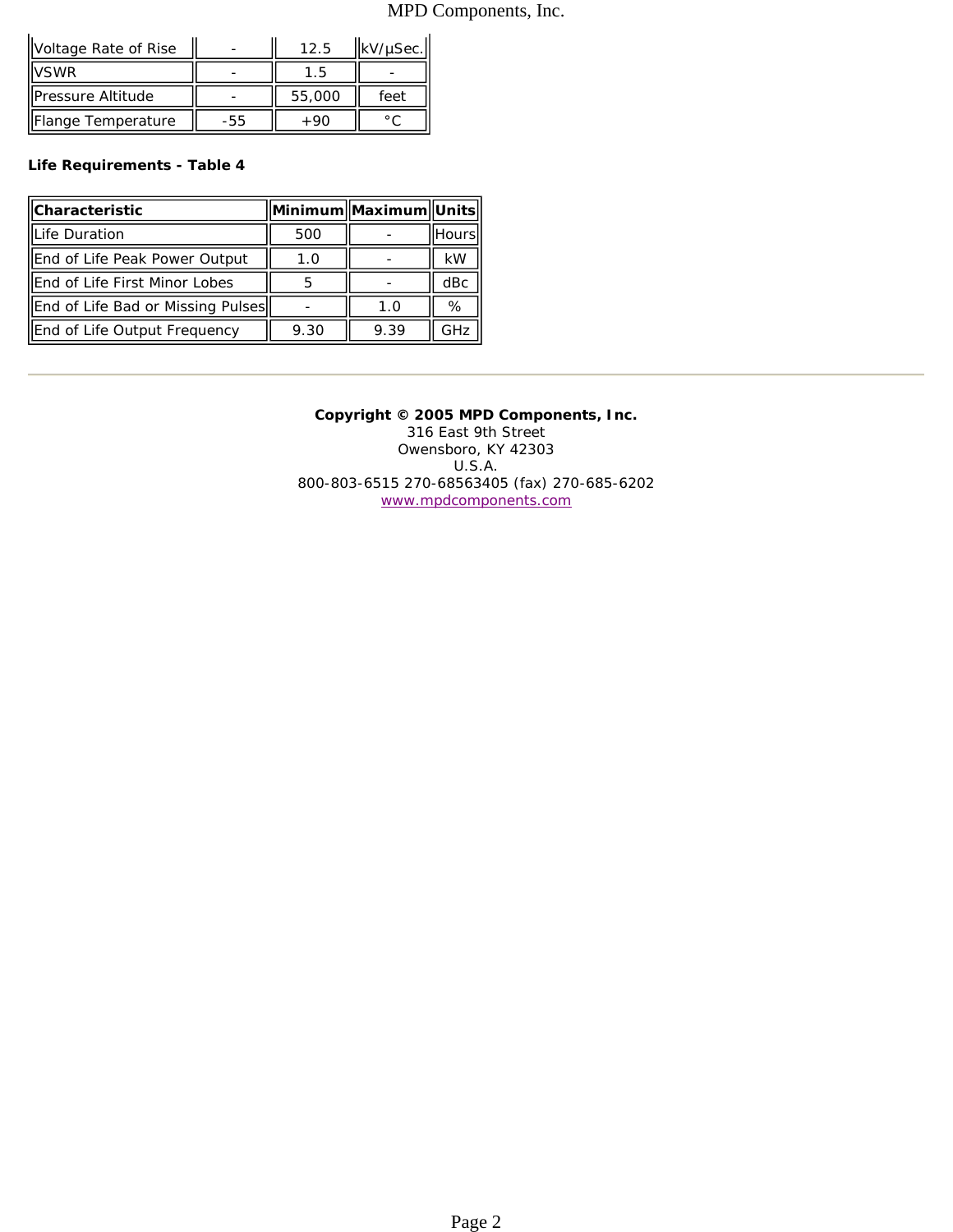| | | | |
|---|---|---|---|
| Voltage Rate of Rise | - | 12.5 | kV/µSec. |
| VSWR | - | 1.5 | - |
| Pressure Altitude | - | 55,000 | feet |
| Flange Temperature | -55 | +90 | °C |

**Life Requirements - Table 4**

| Characteristic | Minimum | Maximum | Units |
|---|---|---|---|
| Life Duration | 500 | - | Hours |
| End of Life Peak Power Output | 1.0 | - | kW |
| End of Life First Minor Lobes | 5 | - | dBc |
| End of Life Bad or Missing Pulses | - | 1.0 | % |
| End of Life Output Frequency | 9.30 | 9.39 | GHz |

---

**Copyright © 2005 MPD Components, Inc.**
316 East 9th Street
Owensboro, KY 42303
U.S.A.
800-803-6515 270-68563405 (fax) 270-685-6202
www.mpdcomponents.com